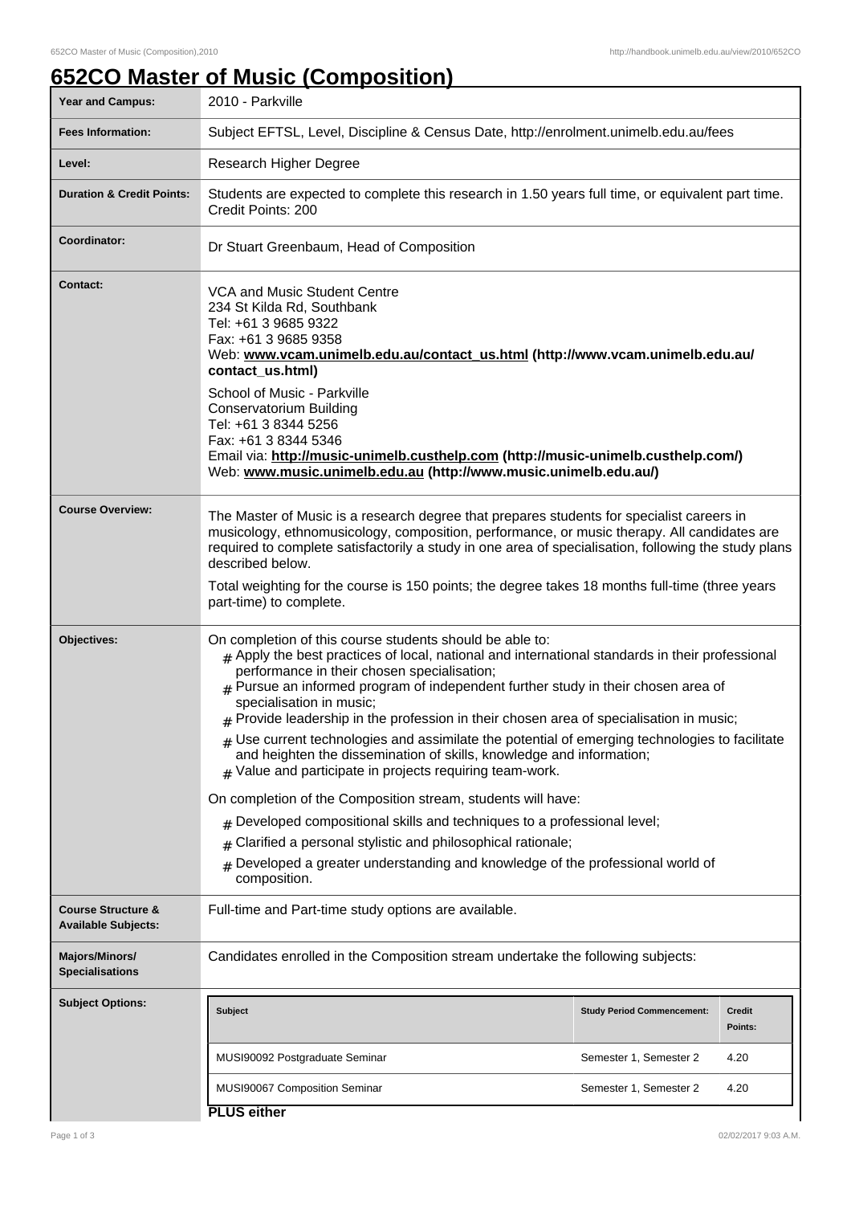# 652CO Master of Music (Composition)

| | |
|---|---|
| **Year and Campus:** | 2010 - Parkville |
| **Fees Information:** | Subject EFTSL, Level, Discipline & Census Date, http://enrolment.unimelb.edu.au/fees |
| **Level:** | Research Higher Degree |
| **Duration & Credit Points:** | Students are expected to complete this research in 1.50 years full time, or equivalent part time. Credit Points: 200 |
| **Coordinator:** | Dr Stuart Greenbaum, Head of Composition |
| **Contact:** | VCA and Music Student Centre<br>234 St Kilda Rd, Southbank<br>Tel: +61 3 9685 9322<br>Fax: +61 3 9685 9358<br>Web: **www.vcam.unimelb.edu.au/contact_us.html (http://www.vcam.unimelb.edu.au/contact_us.html)**<br><br>School of Music - Parkville<br>Conservatorium Building<br>Tel: +61 3 8344 5256<br>Fax: +61 3 8344 5346<br>Email via: **http://music-unimelb.custhelp.com (http://music-unimelb.custhelp.com/)**<br>Web: **www.music.unimelb.edu.au (http://www.music.unimelb.edu.au/)** |
| **Course Overview:** | The Master of Music is a research degree that prepares students for specialist careers in musicology, ethnomusicology, composition, performance, or music therapy. All candidates are required to complete satisfactorily a study in one area of specialisation, following the study plans described below.<br><br>Total weighting for the course is 150 points; the degree takes 18 months full-time (three years part-time) to complete. |
| **Objectives:** | On completion of this course students should be able to:<br># Apply the best practices of local, national and international standards in their professional performance in their chosen specialisation;<br># Pursue an informed program of independent further study in their chosen area of specialisation in music;<br># Provide leadership in the profession in their chosen area of specialisation in music;<br># Use current technologies and assimilate the potential of emerging technologies to facilitate and heighten the dissemination of skills, knowledge and information;<br># Value and participate in projects requiring team-work.<br><br>On completion of the Composition stream, students will have:<br># Developed compositional skills and techniques to a professional level;<br># Clarified a personal stylistic and philosophical rationale;<br># Developed a greater understanding and knowledge of the professional world of composition. |
| **Course Structure & Available Subjects:** | Full-time and Part-time study options are available. |
| **Majors/Minors/ Specialisations** | Candidates enrolled in the Composition stream undertake the following subjects: |

**Subject Options:**

| Subject | Study Period Commencement: | Credit Points: |
|---|---|---|
| MUSI90092 Postgraduate Seminar | Semester 1, Semester 2 | 4.20 |
| MUSI90067 Composition Seminar | Semester 1, Semester 2 | 4.20 |

**PLUS either**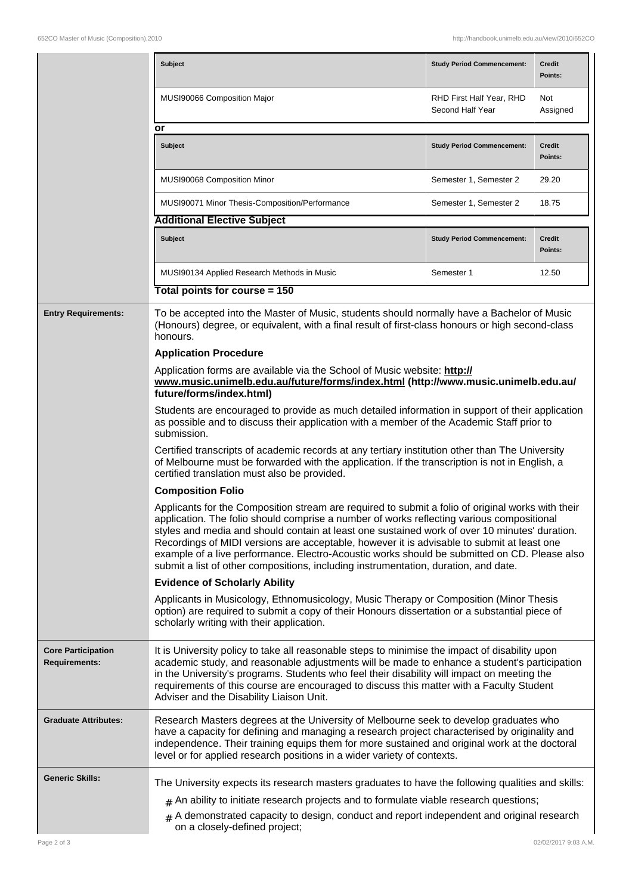| Subject | Study Period Commencement: | Credit Points: |
| --- | --- | --- |
| MUSI90066 Composition Major | RHD First Half Year, RHD Second Half Year | Not Assigned |

or

| Subject | Study Period Commencement: | Credit Points: |
| --- | --- | --- |
| MUSI90068 Composition Minor | Semester 1, Semester 2 | 29.20 |
| MUSI90071 Minor Thesis-Composition/Performance | Semester 1, Semester 2 | 18.75 |

**Additional Elective Subject**

| Subject | Study Period Commencement: | Credit Points: |
| --- | --- | --- |
| MUSI90134 Applied Research Methods in Music | Semester 1 | 12.50 |

**Total points for course = 150**

## Entry Requirements:

To be accepted into the Master of Music, students should normally have a Bachelor of Music (Honours) degree, or equivalent, with a final result of first-class honours or high second-class honours.

**Application Procedure**

Application forms are available via the School of Music website: **http://www.music.unimelb.edu.au/future/forms/index.html (http://www.music.unimelb.edu.au/future/forms/index.html)**

Students are encouraged to provide as much detailed information in support of their application as possible and to discuss their application with a member of the Academic Staff prior to submission.

Certified transcripts of academic records at any tertiary institution other than The University of Melbourne must be forwarded with the application. If the transcription is not in English, a certified translation must also be provided.

**Composition Folio**

Applicants for the Composition stream are required to submit a folio of original works with their application. The folio should comprise a number of works reflecting various compositional styles and media and should contain at least one sustained work of over 10 minutes' duration. Recordings of MIDI versions are acceptable, however it is advisable to submit at least one example of a live performance. Electro-Acoustic works should be submitted on CD. Please also submit a list of other compositions, including instrumentation, duration, and date.

**Evidence of Scholarly Ability**

Applicants in Musicology, Ethnomusicology, Music Therapy or Composition (Minor Thesis option) are required to submit a copy of their Honours dissertation or a substantial piece of scholarly writing with their application.

## Core Participation Requirements:

It is University policy to take all reasonable steps to minimise the impact of disability upon academic study, and reasonable adjustments will be made to enhance a student's participation in the University's programs. Students who feel their disability will impact on meeting the requirements of this course are encouraged to discuss this matter with a Faculty Student Adviser and the Disability Liaison Unit.

## Graduate Attributes:

Research Masters degrees at the University of Melbourne seek to develop graduates who have a capacity for defining and managing a research project characterised by originality and independence. Their training equips them for more sustained and original work at the doctoral level or for applied research positions in a wider variety of contexts.

## Generic Skills:

The University expects its research masters graduates to have the following qualities and skills:

- An ability to initiate research projects and to formulate viable research questions;
- A demonstrated capacity to design, conduct and report independent and original research on a closely-defined project;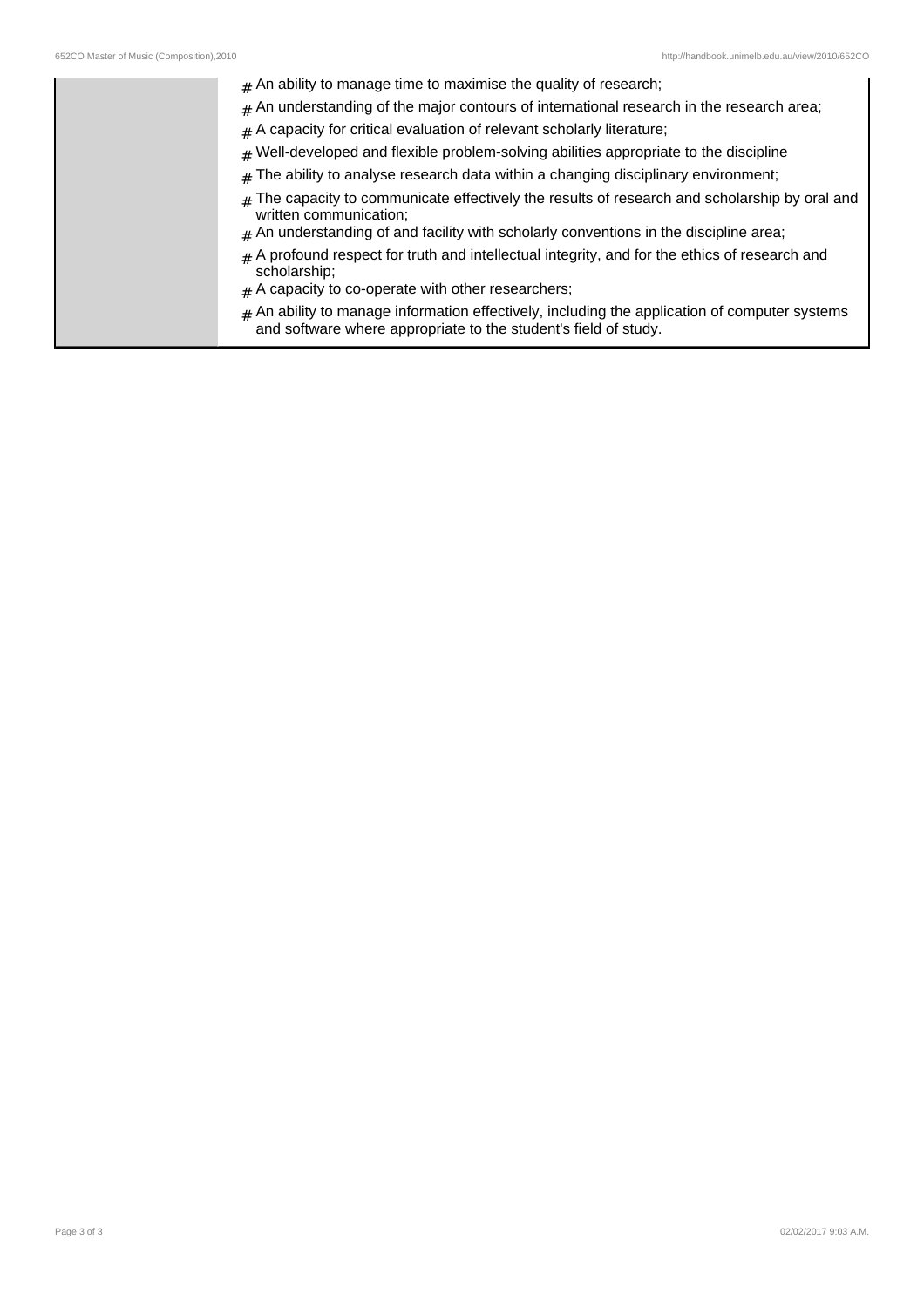- An ability to manage time to maximise the quality of research;
- An understanding of the major contours of international research in the research area;
- A capacity for critical evaluation of relevant scholarly literature;
- Well-developed and flexible problem-solving abilities appropriate to the discipline
- The ability to analyse research data within a changing disciplinary environment;
- The capacity to communicate effectively the results of research and scholarship by oral and written communication;
- An understanding of and facility with scholarly conventions in the discipline area;
- A profound respect for truth and intellectual integrity, and for the ethics of research and scholarship;
- A capacity to co-operate with other researchers;
- An ability to manage information effectively, including the application of computer systems and software where appropriate to the student's field of study.